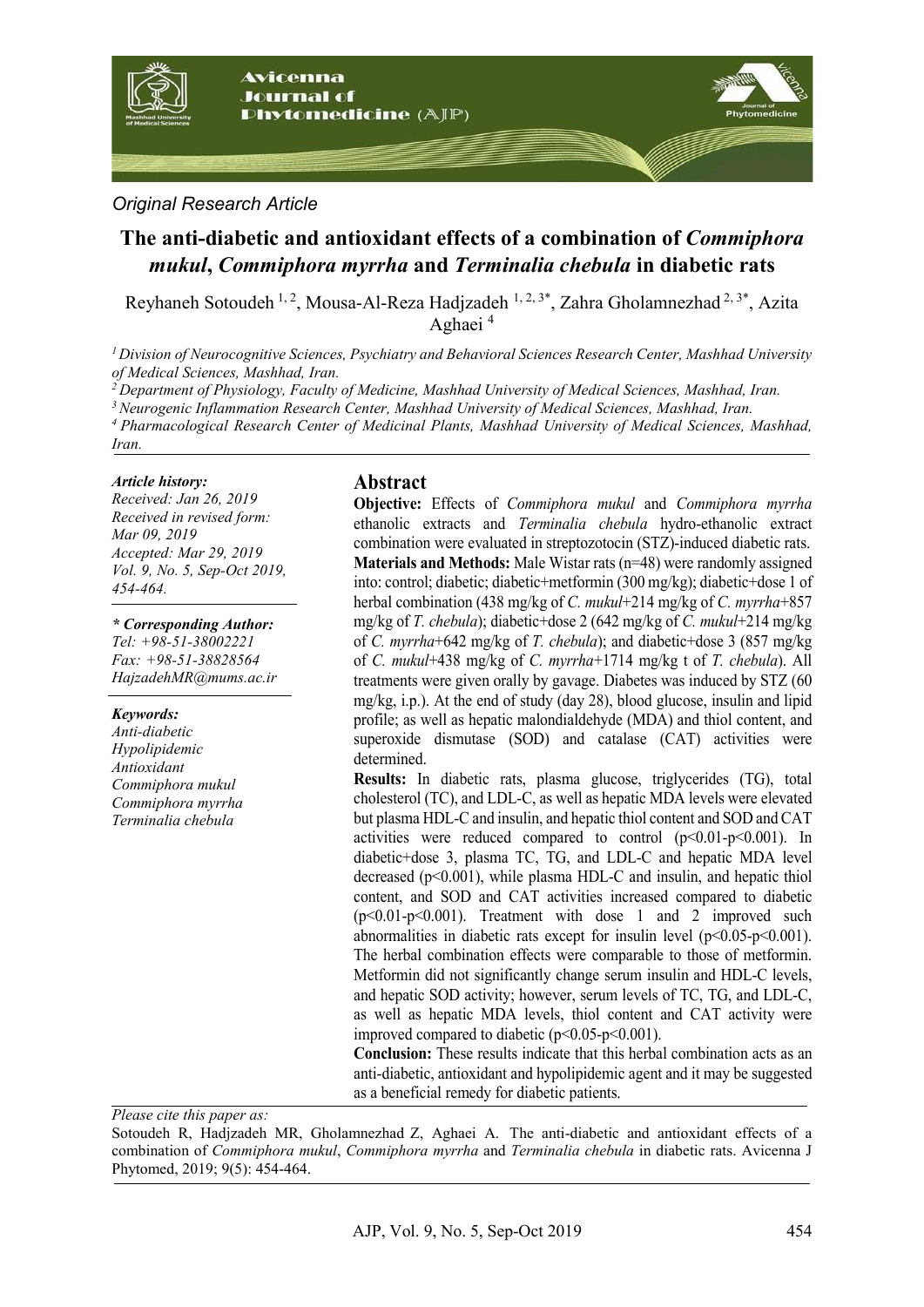*Original Research Article*

# The anti-diabetic and antioxidant effects of a combination of *Commiphora mukul*, *Commiphora myrrha* and *Terminalia chebula* in diabetic rats

Reyhaneh Sotoudeh [1, 2], Mousa-Al-Reza Hadjzadeh [1, 2, 3*], Zahra Gholamnezhad [2, 3*], Azita Aghaei [4]

*[1] Division of Neurocognitive Sciences, Psychiatry and Behavioral Sciences Research Center, Mashhad University of Medical Sciences, Mashhad, Iran.*
*[2] Department of Physiology, Faculty of Medicine, Mashhad University of Medical Sciences, Mashhad, Iran.*
*[3] Neurogenic Inflammation Research Center, Mashhad University of Medical Sciences, Mashhad, Iran.*
*[4] Pharmacological Research Center of Medicinal Plants, Mashhad University of Medical Sciences, Mashhad, Iran.*

***Article history:***
*Received: Jan 26, 2019*
*Received in revised form: Mar 09, 2019*
*Accepted: Mar 29, 2019*
*Vol. 9, No. 5, Sep-Oct 2019, 454-464.*

***\* Corresponding Author:***
*Tel: +98-51-38002221*
*Fax: +98-51-38828564*
*HajzadehMR@mums.ac.ir*

***Keywords:***
*Anti-diabetic*
*Hypolipidemic*
*Antioxidant*
*Commiphora mukul*
*Commiphora myrrha*
*Terminalia chebula*

## Abstract

**Objective:** Effects of *Commiphora mukul* and *Commiphora myrrha* ethanolic extracts and *Terminalia chebula* hydro-ethanolic extract combination were evaluated in streptozotocin (STZ)-induced diabetic rats.

**Materials and Methods:** Male Wistar rats (n=48) were randomly assigned into: control; diabetic; diabetic+metformin (300 mg/kg); diabetic+dose 1 of herbal combination (438 mg/kg of *C. mukul*+214 mg/kg of *C. myrrha*+857 mg/kg of *T. chebula*); diabetic+dose 2 (642 mg/kg of *C. mukul*+214 mg/kg of *C. myrrha*+642 mg/kg of *T. chebula*); and diabetic+dose 3 (857 mg/kg of *C. mukul*+438 mg/kg of *C. myrrha*+1714 mg/kg t of *T. chebula*). All treatments were given orally by gavage. Diabetes was induced by STZ (60 mg/kg, i.p.). At the end of study (day 28), blood glucose, insulin and lipid profile; as well as hepatic malondialdehyde (MDA) and thiol content, and superoxide dismutase (SOD) and catalase (CAT) activities were determined.

**Results:** In diabetic rats, plasma glucose, triglycerides (TG), total cholesterol (TC), and LDL-C, as well as hepatic MDA levels were elevated but plasma HDL-C and insulin, and hepatic thiol content and SOD and CAT activities were reduced compared to control ($p<0.01$-$p<0.001$). In diabetic+dose 3, plasma TC, TG, and LDL-C and hepatic MDA level decreased ($p<0.001$), while plasma HDL-C and insulin, and hepatic thiol content, and SOD and CAT activities increased compared to diabetic ($p<0.01$-$p<0.001$). Treatment with dose 1 and 2 improved such abnormalities in diabetic rats except for insulin level ($p<0.05$-$p<0.001$). The herbal combination effects were comparable to those of metformin. Metformin did not significantly change serum insulin and HDL-C levels, and hepatic SOD activity; however, serum levels of TC, TG, and LDL-C, as well as hepatic MDA levels, thiol content and CAT activity were improved compared to diabetic ($p<0.05$-$p<0.001$).

**Conclusion:** These results indicate that this herbal combination acts as an anti-diabetic, antioxidant and hypolipidemic agent and it may be suggested as a beneficial remedy for diabetic patients.

*Please cite this paper as:*
Sotoudeh R, Hadjzadeh MR, Gholamnezhad Z, Aghaei A. The anti-diabetic and antioxidant effects of a combination of *Commiphora mukul*, *Commiphora myrrha* and *Terminalia chebula* in diabetic rats. Avicenna J Phytomed, 2019; 9(5): 454-464.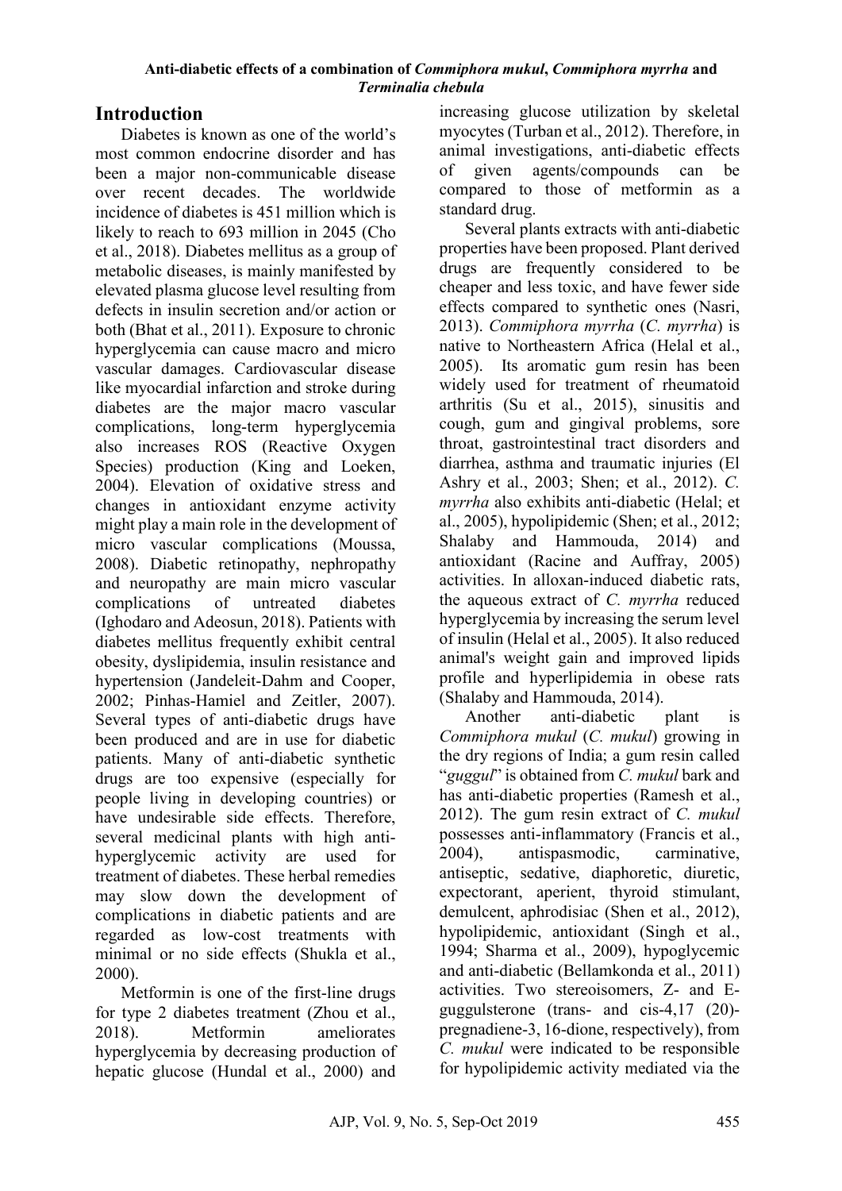## Introduction

Diabetes is known as one of the world's most common endocrine disorder and has been a major non-communicable disease over recent decades. The worldwide incidence of diabetes is 451 million which is likely to reach to 693 million in 2045 (Cho et al., 2018). Diabetes mellitus as a group of metabolic diseases, is mainly manifested by elevated plasma glucose level resulting from defects in insulin secretion and/or action or both (Bhat et al., 2011). Exposure to chronic hyperglycemia can cause macro and micro vascular damages. Cardiovascular disease like myocardial infarction and stroke during diabetes are the major macro vascular complications, long-term hyperglycemia also increases ROS (Reactive Oxygen Species) production (King and Loeken, 2004). Elevation of oxidative stress and changes in antioxidant enzyme activity might play a main role in the development of micro vascular complications (Moussa, 2008). Diabetic retinopathy, nephropathy and neuropathy are main micro vascular complications of untreated diabetes (Ighodaro and Adeosun, 2018). Patients with diabetes mellitus frequently exhibit central obesity, dyslipidemia, insulin resistance and hypertension (Jandeleit-Dahm and Cooper, 2002; Pinhas-Hamiel and Zeitler, 2007). Several types of anti-diabetic drugs have been produced and are in use for diabetic patients. Many of anti-diabetic synthetic drugs are too expensive (especially for people living in developing countries) or have undesirable side effects. Therefore, several medicinal plants with high anti-hyperglycemic activity are used for treatment of diabetes. These herbal remedies may slow down the development of complications in diabetic patients and are regarded as low-cost treatments with minimal or no side effects (Shukla et al., 2000).

Metformin is one of the first-line drugs for type 2 diabetes treatment (Zhou et al., 2018). Metformin ameliorates hyperglycemia by decreasing production of hepatic glucose (Hundal et al., 2000) and increasing glucose utilization by skeletal myocytes (Turban et al., 2012). Therefore, in animal investigations, anti-diabetic effects of given agents/compounds can be compared to those of metformin as a standard drug.

Several plants extracts with anti-diabetic properties have been proposed. Plant derived drugs are frequently considered to be cheaper and less toxic, and have fewer side effects compared to synthetic ones (Nasri, 2013). *Commiphora myrrha* (*C. myrrha*) is native to Northeastern Africa (Helal et al., 2005). Its aromatic gum resin has been widely used for treatment of rheumatoid arthritis (Su et al., 2015), sinusitis and cough, gum and gingival problems, sore throat, gastrointestinal tract disorders and diarrhea, asthma and traumatic injuries (El Ashry et al., 2003; Shen; et al., 2012). *C. myrrha* also exhibits anti-diabetic (Helal; et al., 2005), hypolipidemic (Shen; et al., 2012; Shalaby and Hammouda, 2014) and antioxidant (Racine and Auffray, 2005) activities. In alloxan-induced diabetic rats, the aqueous extract of *C. myrrha* reduced hyperglycemia by increasing the serum level of insulin (Helal et al., 2005). It also reduced animal's weight gain and improved lipids profile and hyperlipidemia in obese rats (Shalaby and Hammouda, 2014).

Another anti-diabetic plant is *Commiphora mukul* (*C. mukul*) growing in the dry regions of India; a gum resin called "*guggul*" is obtained from *C. mukul* bark and has anti-diabetic properties (Ramesh et al., 2012). The gum resin extract of *C. mukul* possesses anti-inflammatory (Francis et al., 2004), antispasmodic, carminative, antiseptic, sedative, diaphoretic, diuretic, expectorant, aperient, thyroid stimulant, demulcent, aphrodisiac (Shen et al., 2012), hypolipidemic, antioxidant (Singh et al., 1994; Sharma et al., 2009), hypoglycemic and anti-diabetic (Bellamkonda et al., 2011) activities. Two stereoisomers, Z- and E-guggulsterone (trans- and cis-4,17 (20)-pregnadiene-3, 16-dione, respectively), from *C. mukul* were indicated to be responsible for hypolipidemic activity mediated via the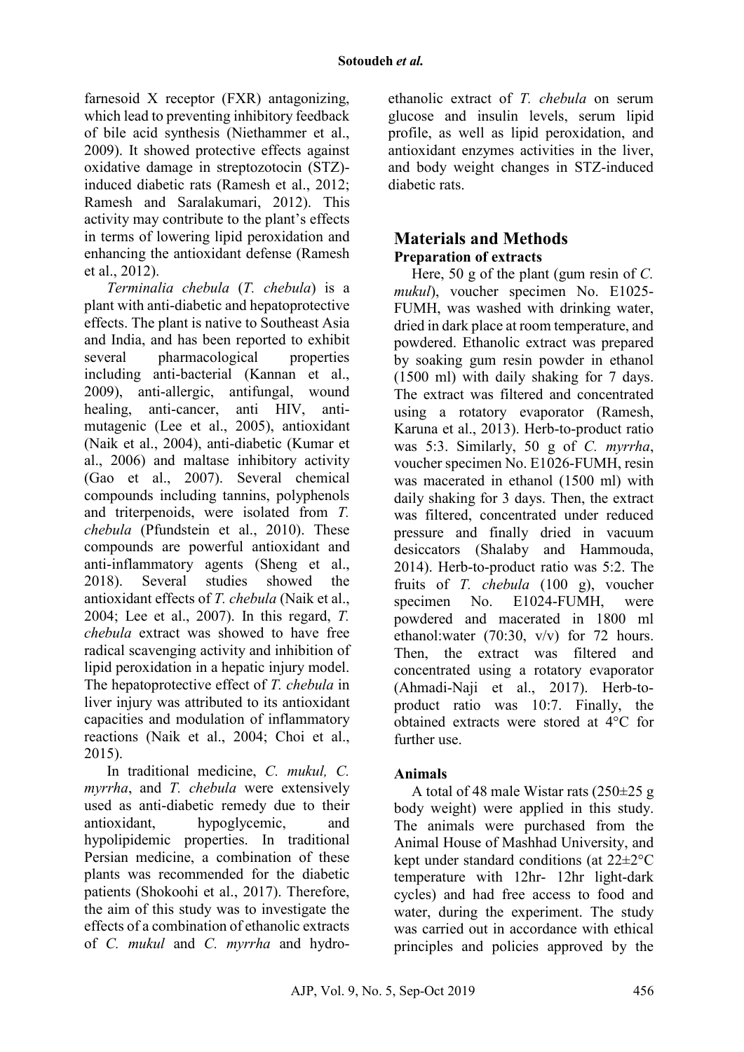farnesoid X receptor (FXR) antagonizing, which lead to preventing inhibitory feedback of bile acid synthesis (Niethammer et al., 2009). It showed protective effects against oxidative damage in streptozotocin (STZ)-induced diabetic rats (Ramesh et al., 2012; Ramesh and Saralakumari, 2012). This activity may contribute to the plant's effects in terms of lowering lipid peroxidation and enhancing the antioxidant defense (Ramesh et al., 2012).

*Terminalia chebula* (*T. chebula*) is a plant with anti-diabetic and hepatoprotective effects. The plant is native to Southeast Asia and India, and has been reported to exhibit several pharmacological properties including anti-bacterial (Kannan et al., 2009), anti-allergic, antifungal, wound healing, anti-cancer, anti HIV, anti-mutagenic (Lee et al., 2005), antioxidant (Naik et al., 2004), anti-diabetic (Kumar et al., 2006) and maltase inhibitory activity (Gao et al., 2007). Several chemical compounds including tannins, polyphenols and triterpenoids, were isolated from *T. chebula* (Pfundstein et al., 2010). These compounds are powerful antioxidant and anti-inflammatory agents (Sheng et al., 2018). Several studies showed the antioxidant effects of *T. chebula* (Naik et al., 2004; Lee et al., 2007). In this regard, *T. chebula* extract was showed to have free radical scavenging activity and inhibition of lipid peroxidation in a hepatic injury model. The hepatoprotective effect of *T. chebula* in liver injury was attributed to its antioxidant capacities and modulation of inflammatory reactions (Naik et al., 2004; Choi et al., 2015).

In traditional medicine, *C. mukul, C. myrrha*, and *T. chebula* were extensively used as anti-diabetic remedy due to their antioxidant, hypoglycemic, and hypolipidemic properties. In traditional Persian medicine, a combination of these plants was recommended for the diabetic patients (Shokoohi et al., 2017). Therefore, the aim of this study was to investigate the effects of a combination of ethanolic extracts of *C. mukul* and *C. myrrha* and hydro-ethanolic extract of *T. chebula* on serum glucose and insulin levels, serum lipid profile, as well as lipid peroxidation, and antioxidant enzymes activities in the liver, and body weight changes in STZ-induced diabetic rats.

## Materials and Methods

### Preparation of extracts

Here, 50 g of the plant (gum resin of *C. mukul*), voucher specimen No. E1025-FUMH, was washed with drinking water, dried in dark place at room temperature, and powdered. Ethanolic extract was prepared by soaking gum resin powder in ethanol (1500 ml) with daily shaking for 7 days. The extract was filtered and concentrated using a rotatory evaporator (Ramesh, Karuna et al., 2013). Herb-to-product ratio was 5:3. Similarly, 50 g of *C. myrrha*, voucher specimen No. E1026-FUMH, resin was macerated in ethanol (1500 ml) with daily shaking for 3 days. Then, the extract was filtered, concentrated under reduced pressure and finally dried in vacuum desiccators (Shalaby and Hammouda, 2014). Herb-to-product ratio was 5:2. The fruits of *T. chebula* (100 g), voucher specimen No. E1024-FUMH, were powdered and macerated in 1800 ml ethanol:water (70:30, v/v) for 72 hours. Then, the extract was filtered and concentrated using a rotatory evaporator (Ahmadi-Naji et al., 2017). Herb-to-product ratio was 10:7. Finally, the obtained extracts were stored at 4°C for further use.

### Animals

A total of 48 male Wistar rats (250±25 g body weight) were applied in this study. The animals were purchased from the Animal House of Mashhad University, and kept under standard conditions (at 22±2°C temperature with 12hr- 12hr light-dark cycles) and had free access to food and water, during the experiment. The study was carried out in accordance with ethical principles and policies approved by the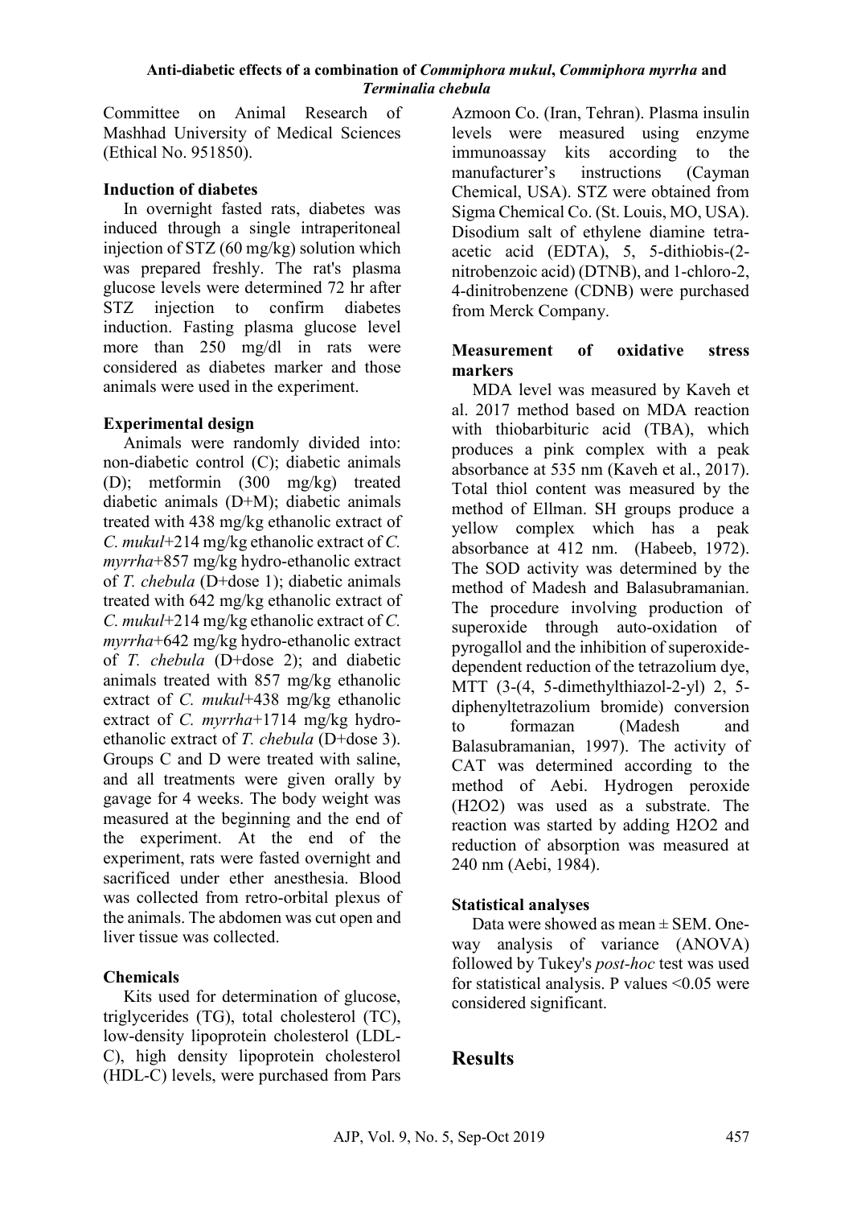Committee on Animal Research of Mashhad University of Medical Sciences (Ethical No. 951850).

### Induction of diabetes

In overnight fasted rats, diabetes was induced through a single intraperitoneal injection of STZ (60 mg/kg) solution which was prepared freshly. The rat's plasma glucose levels were determined 72 hr after STZ injection to confirm diabetes induction. Fasting plasma glucose level more than 250 mg/dl in rats were considered as diabetes marker and those animals were used in the experiment.

### Experimental design

Animals were randomly divided into: non-diabetic control (C); diabetic animals (D); metformin (300 mg/kg) treated diabetic animals (D+M); diabetic animals treated with 438 mg/kg ethanolic extract of *C. mukul*+214 mg/kg ethanolic extract of *C. myrrha*+857 mg/kg hydro-ethanolic extract of *T. chebula* (D+dose 1); diabetic animals treated with 642 mg/kg ethanolic extract of *C. mukul*+214 mg/kg ethanolic extract of *C. myrrha*+642 mg/kg hydro-ethanolic extract of *T. chebula* (D+dose 2); and diabetic animals treated with 857 mg/kg ethanolic extract of *C. mukul*+438 mg/kg ethanolic extract of *C. myrrha*+1714 mg/kg hydro-ethanolic extract of *T. chebula* (D+dose 3). Groups C and D were treated with saline, and all treatments were given orally by gavage for 4 weeks. The body weight was measured at the beginning and the end of the experiment. At the end of the experiment, rats were fasted overnight and sacrificed under ether anesthesia. Blood was collected from retro-orbital plexus of the animals. The abdomen was cut open and liver tissue was collected.

### Chemicals

Kits used for determination of glucose, triglycerides (TG), total cholesterol (TC), low-density lipoprotein cholesterol (LDL-C), high density lipoprotein cholesterol (HDL-C) levels, were purchased from Pars Azmoon Co. (Iran, Tehran). Plasma insulin levels were measured using enzyme immunoassay kits according to the manufacturer's instructions (Cayman Chemical, USA). STZ were obtained from Sigma Chemical Co. (St. Louis, MO, USA). Disodium salt of ethylene diamine tetra-acetic acid (EDTA), 5, 5-dithiobis-(2-nitrobenzoic acid) (DTNB), and 1-chloro-2, 4-dinitrobenzene (CDNB) were purchased from Merck Company.

### Measurement of oxidative stress markers

MDA level was measured by Kaveh et al. 2017 method based on MDA reaction with thiobarbituric acid (TBA), which produces a pink complex with a peak absorbance at 535 nm (Kaveh et al., 2017). Total thiol content was measured by the method of Ellman. SH groups produce a yellow complex which has a peak absorbance at 412 nm. (Habeeb, 1972). The SOD activity was determined by the method of Madesh and Balasubramanian. The procedure involving production of superoxide through auto-oxidation of pyrogallol and the inhibition of superoxide-dependent reduction of the tetrazolium dye, MTT (3-(4, 5-dimethylthiazol-2-yl) 2, 5-diphenyltetrazolium bromide) conversion to formazan (Madesh and Balasubramanian, 1997). The activity of CAT was determined according to the method of Aebi. Hydrogen peroxide ($H_2O_2$) was used as a substrate. The reaction was started by adding $H_2O_2$ and reduction of absorption was measured at 240 nm (Aebi, 1984).

### Statistical analyses

Data were showed as mean ± SEM. One-way analysis of variance (ANOVA) followed by Tukey's *post-hoc* test was used for statistical analysis. P values $<0.05$ were considered significant.

## Results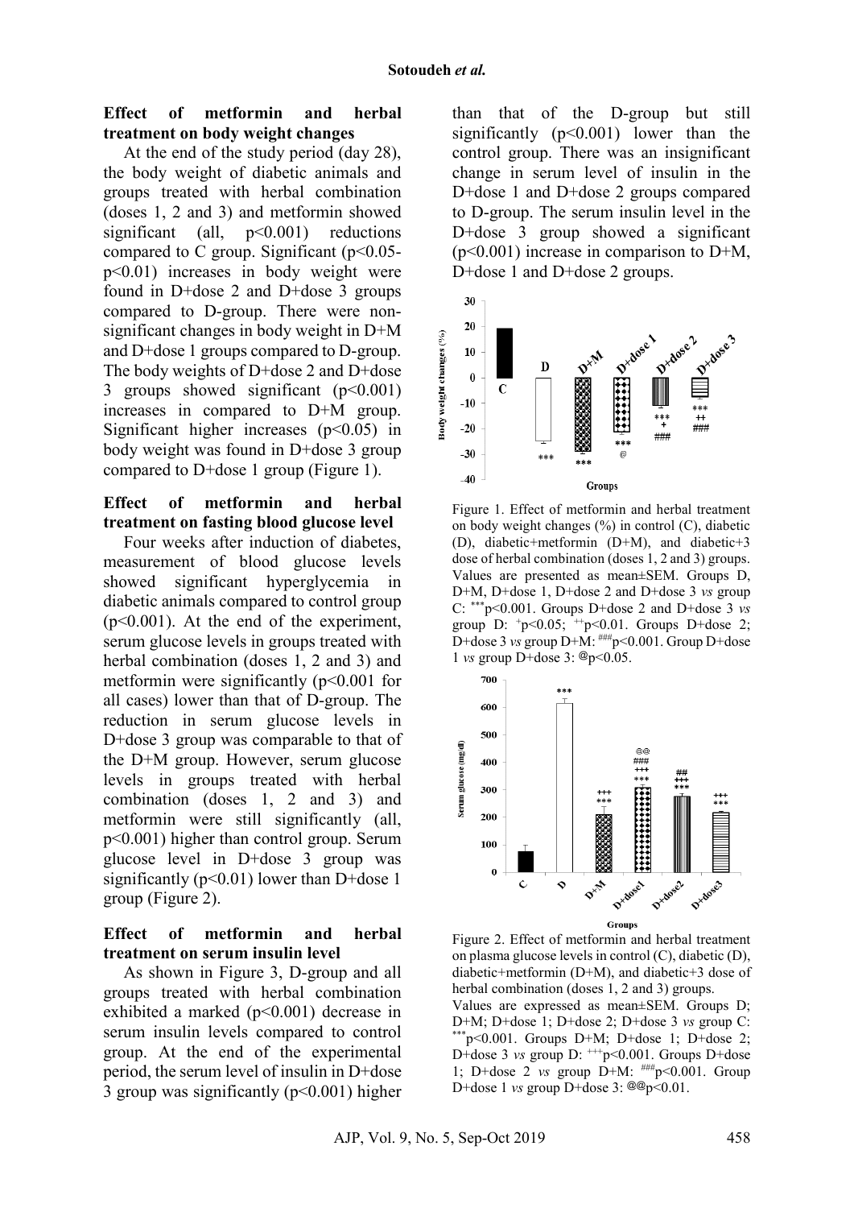### Effect of metformin and herbal treatment on body weight changes

At the end of the study period (day 28), the body weight of diabetic animals and groups treated with herbal combination (doses 1, 2 and 3) and metformin showed significant (all, $p<0.001$) reductions compared to C group. Significant ($p<0.05$-$p<0.01$) increases in body weight were found in D+dose 2 and D+dose 3 groups compared to D-group. There were non-significant changes in body weight in D+M and D+dose 1 groups compared to D-group. The body weights of D+dose 2 and D+dose 3 groups showed significant ($p<0.001$) increases in compared to D+M group. Significant higher increases ($p<0.05$) in body weight was found in D+dose 3 group compared to D+dose 1 group (Figure 1).

### Effect of metformin and herbal treatment on fasting blood glucose level

Four weeks after induction of diabetes, measurement of blood glucose levels showed significant hyperglycemia in diabetic animals compared to control group ($p<0.001$). At the end of the experiment, serum glucose levels in groups treated with herbal combination (doses 1, 2 and 3) and metformin were significantly ($p<0.001$ for all cases) lower than that of D-group. The reduction in serum glucose levels in D+dose 3 group was comparable to that of the D+M group. However, serum glucose levels in groups treated with herbal combination (doses 1, 2 and 3) and metformin were still significantly (all, $p<0.001$) higher than control group. Serum glucose level in D+dose 3 group was significantly ($p<0.01$) lower than D+dose 1 group (Figure 2).

### Effect of metformin and herbal treatment on serum insulin level

As shown in Figure 3, D-group and all groups treated with herbal combination exhibited a marked ($p<0.001$) decrease in serum insulin levels compared to control group. At the end of the experimental period, the serum level of insulin in D+dose 3 group was significantly ($p<0.001$) higher than that of the D-group but still significantly ($p<0.001$) lower than the control group. There was an insignificant change in serum level of insulin in the D+dose 1 and D+dose 2 groups compared to D-group. The serum insulin level in the D+dose 3 group showed a significant ($p<0.001$) increase in comparison to D+M, D+dose 1 and D+dose 2 groups.

Figure 1. Effect of metformin and herbal treatment on body weight changes (%) in control (C), diabetic (D), diabetic+metformin (D+M), and diabetic+3 dose of herbal combination (doses 1, 2 and 3) groups. Values are presented as mean±SEM. Groups D, D+M, D+dose 1, D+dose 2 and D+dose 3 *vs* group C: $^{***}p<0.001$. Groups D+dose 2 and D+dose 3 *vs* group D: $^{+}p<0.05$; $^{++}p<0.01$. Groups D+dose 2; D+dose 3 *vs* group D+M: $^{\#\#\#}p<0.001$. Group D+dose 1 *vs* group D+dose 3: $^{@}p<0.05$.

Figure 2. Effect of metformin and herbal treatment on plasma glucose levels in control (C), diabetic (D), diabetic+metformin (D+M), and diabetic+3 dose of herbal combination (doses 1, 2 and 3) groups.
Values are expressed as mean±SEM. Groups D; D+M; D+dose 1; D+dose 2; D+dose 3 *vs* group C: $^{***}p<0.001$. Groups D+M; D+dose 1; D+dose 2; D+dose 3 *vs* group D: $^{+++}p<0.001$. Groups D+dose 1; D+dose 2 *vs* group D+M: $^{\#\#\#}p<0.001$. Group D+dose 1 *vs* group D+dose 3: $^{@@}p<0.01$.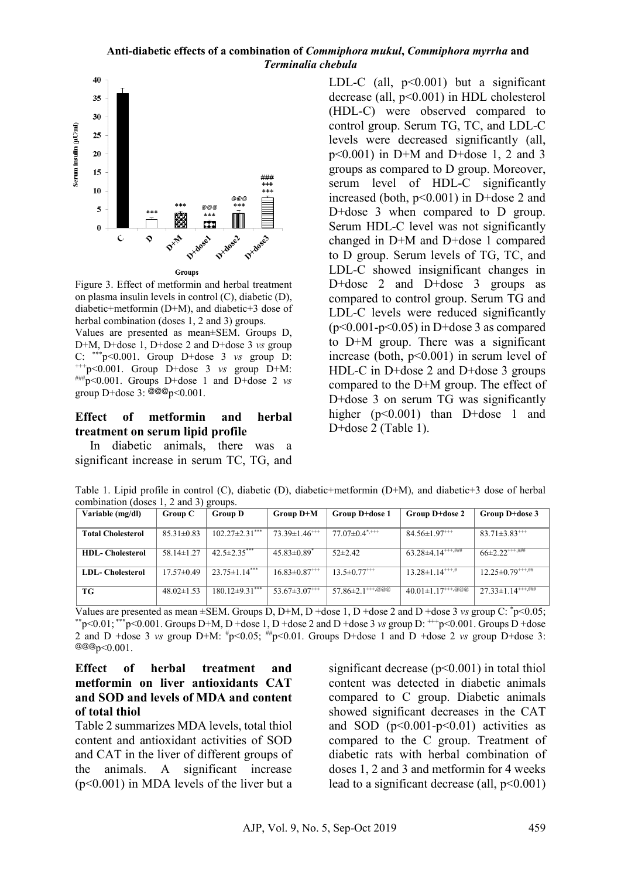Figure 3. Effect of metformin and herbal treatment on plasma insulin levels in control (C), diabetic (D), diabetic+metformin (D+M), and diabetic+3 dose of herbal combination (doses 1, 2 and 3) groups.
Values are presented as mean±SEM. Groups D, D+M, D+dose 1, D+dose 2 and D+dose 3 *vs* group C: $^{***}p<0.001$. Group D+dose 3 *vs* group D: $^{+++}p<0.001$. Group D+dose 3 *vs* group D+M: $^{\#\#\#}p<0.001$. Groups D+dose 1 and D+dose 2 *vs* group D+dose 3: $^{@@@}p<0.001$.

## Effect of metformin and herbal treatment on serum lipid profile

In diabetic animals, there was a significant increase in serum TC, TG, and LDL-C (all, p<0.001) but a significant decrease (all, p<0.001) in HDL cholesterol (HDL-C) were observed compared to control group. Serum TG, TC, and LDL-C levels were decreased significantly (all, p<0.001) in D+M and D+dose 1, 2 and 3 groups as compared to D group. Moreover, serum level of HDL-C significantly increased (both, p<0.001) in D+dose 2 and D+dose 3 when compared to D group. Serum HDL-C level was not significantly changed in D+M and D+dose 1 compared to D group. Serum levels of TG, TC, and LDL-C showed insignificant changes in D+dose 2 and D+dose 3 groups as compared to control group. Serum TG and LDL-C levels were reduced significantly (p<0.001-p<0.05) in D+dose 3 as compared to D+M group. There was a significant increase (both, p<0.001) in serum level of HDL-C in D+dose 2 and D+dose 3 groups compared to the D+M group. The effect of D+dose 3 on serum TG was significantly higher (p<0.001) than D+dose 1 and D+dose 2 (Table 1).

Table 1. Lipid profile in control (C), diabetic (D), diabetic+metformin (D+M), and diabetic+3 dose of herbal combination (doses 1, 2 and 3) groups.

| Variable (mg/dl) | Group C | Group D | Group D+M | Group D+dose 1 | Group D+dose 2 | Group D+dose 3 |
|---|---|---|---|---|---|---|
| Total Cholesterol | 85.31±0.83 | $102.27±2.31^{***}$ | $73.39±1.46^{+++}$ | $77.07±0.4^{*,+++}$ | $84.56±1.97^{+++}$ | $83.71±3.83^{+++}$ |
| HDL- Cholesterol | 58.14±1.27 | $42.5±2.35^{***}$ | $45.83±0.89^{*}$ | 52±2.42 | $63.28±4.14^{+++,\#\#\#}$ | $66±2.22^{+++,\#\#\#}$ |
| LDL- Cholesterol | 17.57±0.49 | $23.75±1.14^{***}$ | $16.83±0.87^{+++}$ | $13.5±0.77^{+++}$ | $13.28±1.14^{+++,\#}$ | $12.25±0.79^{+++,\#\#}$ |
| TG | 48.02±1.53 | $180.12±9.31^{***}$ | $53.67±3.07^{+++}$ | $57.86±2.1^{+++,@@@}$ | $40.01±1.17^{+++,@@@}$ | $27.33±1.14^{+++,\#\#\#}$ |

Values are presented as mean ±SEM. Groups D, D+M, D +dose 1, D +dose 2 and D +dose 3 *vs* group C: $^{*}p<0.05$; $^{**}p<0.01$; $^{***}p<0.001$. Groups D+M, D +dose 1, D +dose 2 and D +dose 3 *vs* group D: $^{+++}p<0.001$. Groups D +dose 2 and D +dose 3 *vs* group D+M: $^{\#}p<0.05$; $^{\#\#}p<0.01$. Groups D+dose 1 and D +dose 2 *vs* group D+dose 3: $^{@@@}p<0.001$.

## Effect of herbal treatment and metformin on liver antioxidants CAT and SOD and levels of MDA and content of total thiol

Table 2 summarizes MDA levels, total thiol content and antioxidant activities of SOD and CAT in the liver of different groups of the animals. A significant increase (p<0.001) in MDA levels of the liver but a significant decrease (p<0.001) in total thiol content was detected in diabetic animals compared to C group. Diabetic animals showed significant decreases in the CAT and SOD (p<0.001-p<0.01) activities as compared to the C group. Treatment of diabetic rats with herbal combination of doses 1, 2 and 3 and metformin for 4 weeks lead to a significant decrease (all, p<0.001)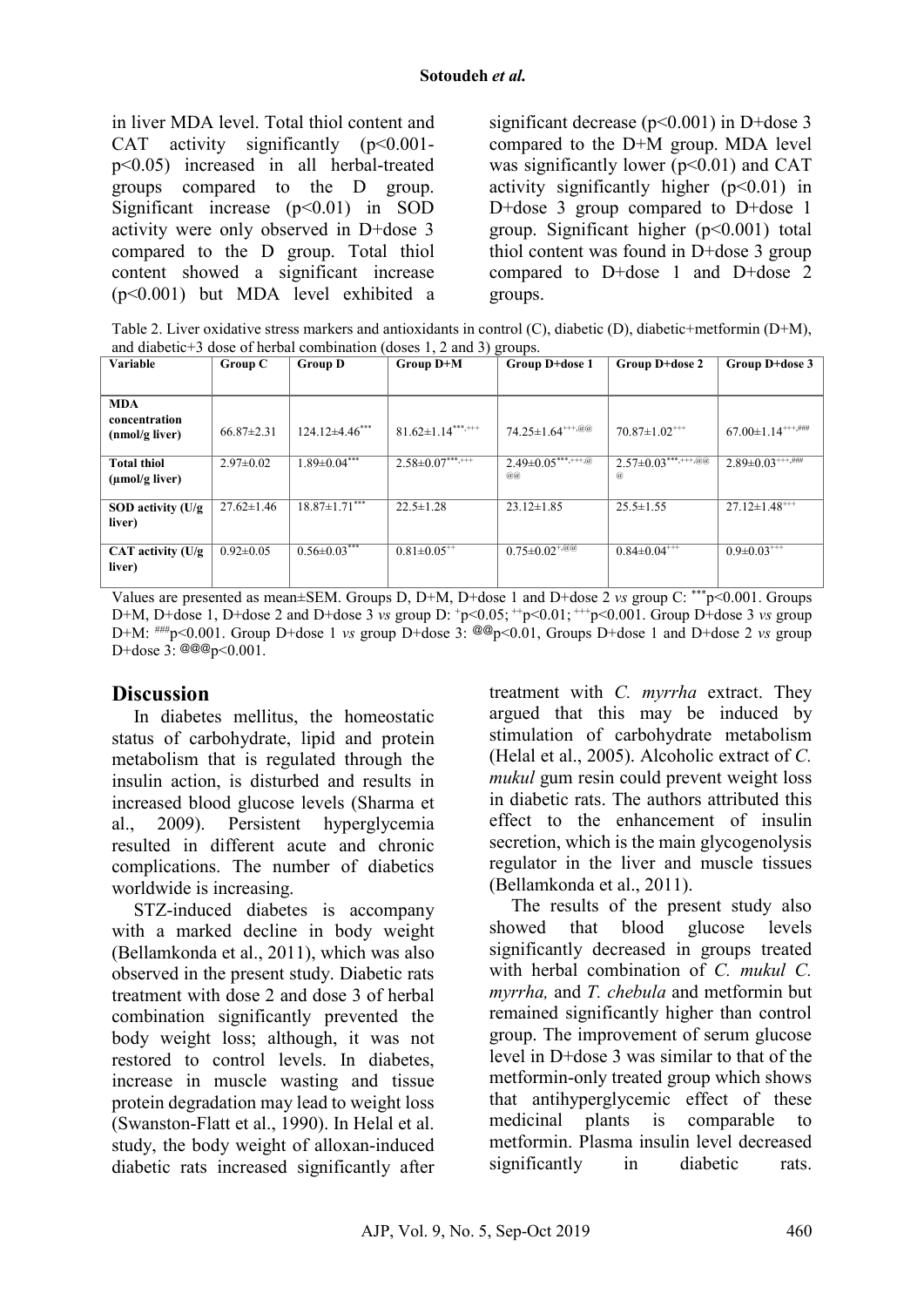in liver MDA level. Total thiol content and CAT activity significantly ($p<0.001$-$p<0.05$) increased in all herbal-treated groups compared to the D group. Significant increase ($p<0.01$) in SOD activity were only observed in D+dose 3 compared to the D group. Total thiol content showed a significant increase ($p<0.001$) but MDA level exhibited a significant decrease ($p<0.001$) in D+dose 3 compared to the D+M group. MDA level was significantly lower ($p<0.01$) and CAT activity significantly higher ($p<0.01$) in D+dose 3 group compared to D+dose 1 group. Significant higher ($p<0.001$) total thiol content was found in D+dose 3 group compared to D+dose 1 and D+dose 2 groups.

Table 2. Liver oxidative stress markers and antioxidants in control (C), diabetic (D), diabetic+metformin (D+M), and diabetic+3 dose of herbal combination (doses 1, 2 and 3) groups.

| Variable | Group C | Group D | Group D+M | Group D+dose 1 | Group D+dose 2 | Group D+dose 3 |
|---|---|---|---|---|---|---|
| MDA concentration (nmol/g liver) | 66.87±2.31 | 124.12±4.46$^{***}$ | 81.62±1.14$^{***,+++}$ | 74.25±1.64$^{+++,@@}$ | 70.87±1.02$^{+++}$ | 67.00±1.14$^{+++,\#\#\#}$ |
| Total thiol (µmol/g liver) | 2.97±0.02 | 1.89±0.04$^{***}$ | 2.58±0.07$^{***,+++}$ | 2.49±0.05$^{***,+++,@@@}$ | 2.57±0.03$^{***,+++,@@@}$ | 2.89±0.03$^{+++,\#\#\#}$ |
| SOD activity (U/g liver) | 27.62±1.46 | 18.87±1.71$^{***}$ | 22.5±1.28 | 23.12±1.85 | 25.5±1.55 | 27.12±1.48$^{++}$ |
| CAT activity (U/g liver) | 0.92±0.05 | 0.56±0.03$^{***}$ | 0.81±0.05$^{++}$ | 0.75±0.02$^{+,@@}$ | 0.84±0.04$^{+++}$ | 0.9±0.03$^{+++}$ |

Values are presented as mean±SEM. Groups D, D+M, D+dose 1 and D+dose 2 *vs* group C: $^{***}p<0.001$. Groups D+M, D+dose 1, D+dose 2 and D+dose 3 *vs* group D: $^{+}p<0.05$; $^{++}p<0.01$; $^{+++}p<0.001$. Group D+dose 3 *vs* group D+M: $^{\#\#\#}p<0.001$. Group D+dose 1 *vs* group D+dose 3: $^{@@}p<0.01$, Groups D+dose 1 and D+dose 2 *vs* group D+dose 3: $^{@@@}p<0.001$.

## Discussion

In diabetes mellitus, the homeostatic status of carbohydrate, lipid and protein metabolism that is regulated through the insulin action, is disturbed and results in increased blood glucose levels (Sharma et al., 2009). Persistent hyperglycemia resulted in different acute and chronic complications. The number of diabetics worldwide is increasing.

STZ-induced diabetes is accompany with a marked decline in body weight (Bellamkonda et al., 2011), which was also observed in the present study. Diabetic rats treatment with dose 2 and dose 3 of herbal combination significantly prevented the body weight loss; although, it was not restored to control levels. In diabetes, increase in muscle wasting and tissue protein degradation may lead to weight loss (Swanston-Flatt et al., 1990). In Helal et al. study, the body weight of alloxan-induced diabetic rats increased significantly after treatment with *C. myrrha* extract. They argued that this may be induced by stimulation of carbohydrate metabolism (Helal et al., 2005). Alcoholic extract of *C. mukul* gum resin could prevent weight loss in diabetic rats. The authors attributed this effect to the enhancement of insulin secretion, which is the main glycogenolysis regulator in the liver and muscle tissues (Bellamkonda et al., 2011).

The results of the present study also showed that blood glucose levels significantly decreased in groups treated with herbal combination of *C. mukul C. myrrha,* and *T. chebula* and metformin but remained significantly higher than control group. The improvement of serum glucose level in D+dose 3 was similar to that of the metformin-only treated group which shows that antihyperglycemic effect of these medicinal plants is comparable to metformin. Plasma insulin level decreased significantly in diabetic rats.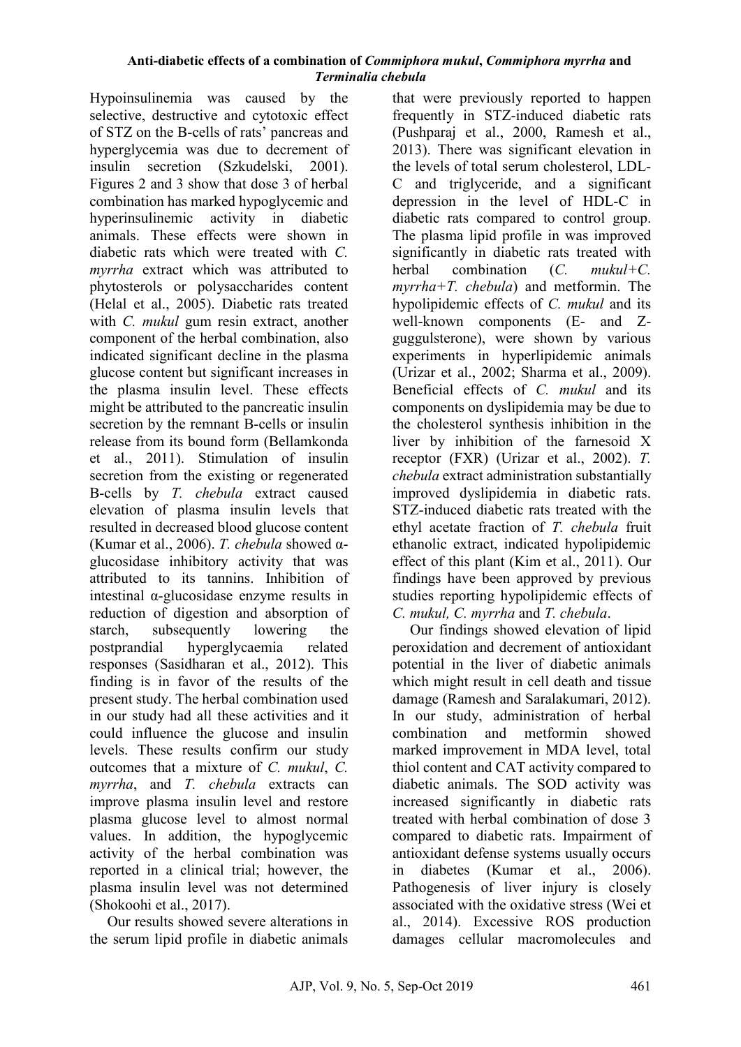Hypoinsulinemia was caused by the selective, destructive and cytotoxic effect of STZ on the B-cells of rats' pancreas and hyperglycemia was due to decrement of insulin secretion (Szkudelski, 2001). Figures 2 and 3 show that dose 3 of herbal combination has marked hypoglycemic and hyperinsulinemic activity in diabetic animals. These effects were shown in diabetic rats which were treated with *C. myrrha* extract which was attributed to phytosterols or polysaccharides content (Helal et al., 2005). Diabetic rats treated with *C. mukul* gum resin extract, another component of the herbal combination, also indicated significant decline in the plasma glucose content but significant increases in the plasma insulin level. These effects might be attributed to the pancreatic insulin secretion by the remnant B-cells or insulin release from its bound form (Bellamkonda et al., 2011). Stimulation of insulin secretion from the existing or regenerated B-cells by *T. chebula* extract caused elevation of plasma insulin levels that resulted in decreased blood glucose content (Kumar et al., 2006). *T. chebula* showed α-glucosidase inhibitory activity that was attributed to its tannins. Inhibition of intestinal α-glucosidase enzyme results in reduction of digestion and absorption of starch, subsequently lowering the postprandial hyperglycaemia related responses (Sasidharan et al., 2012). This finding is in favor of the results of the present study. The herbal combination used in our study had all these activities and it could influence the glucose and insulin levels. These results confirm our study outcomes that a mixture of *C. mukul*, *C. myrrha*, and *T. chebula* extracts can improve plasma insulin level and restore plasma glucose level to almost normal values. In addition, the hypoglycemic activity of the herbal combination was reported in a clinical trial; however, the plasma insulin level was not determined (Shokoohi et al., 2017).

Our results showed severe alterations in the serum lipid profile in diabetic animals that were previously reported to happen frequently in STZ-induced diabetic rats (Pushparaj et al., 2000, Ramesh et al., 2013). There was significant elevation in the levels of total serum cholesterol, LDL-C and triglyceride, and a significant depression in the level of HDL-C in diabetic rats compared to control group. The plasma lipid profile in was improved significantly in diabetic rats treated with herbal combination (*C. mukul+C. myrrha+T. chebula*) and metformin. The hypolipidemic effects of *C. mukul* and its well-known components (E- and Z-guggulsterone), were shown by various experiments in hyperlipidemic animals (Urizar et al., 2002; Sharma et al., 2009). Beneficial effects of *C. mukul* and its components on dyslipidemia may be due to the cholesterol synthesis inhibition in the liver by inhibition of the farnesoid X receptor (FXR) (Urizar et al., 2002). *T. chebula* extract administration substantially improved dyslipidemia in diabetic rats. STZ-induced diabetic rats treated with the ethyl acetate fraction of *T. chebula* fruit ethanolic extract, indicated hypolipidemic effect of this plant (Kim et al., 2011). Our findings have been approved by previous studies reporting hypolipidemic effects of *C. mukul, C. myrrha* and *T. chebula*.

Our findings showed elevation of lipid peroxidation and decrement of antioxidant potential in the liver of diabetic animals which might result in cell death and tissue damage (Ramesh and Saralakumari, 2012). In our study, administration of herbal combination and metformin showed marked improvement in MDA level, total thiol content and CAT activity compared to diabetic animals. The SOD activity was increased significantly in diabetic rats treated with herbal combination of dose 3 compared to diabetic rats. Impairment of antioxidant defense systems usually occurs in diabetes (Kumar et al., 2006). Pathogenesis of liver injury is closely associated with the oxidative stress (Wei et al., 2014). Excessive ROS production damages cellular macromolecules and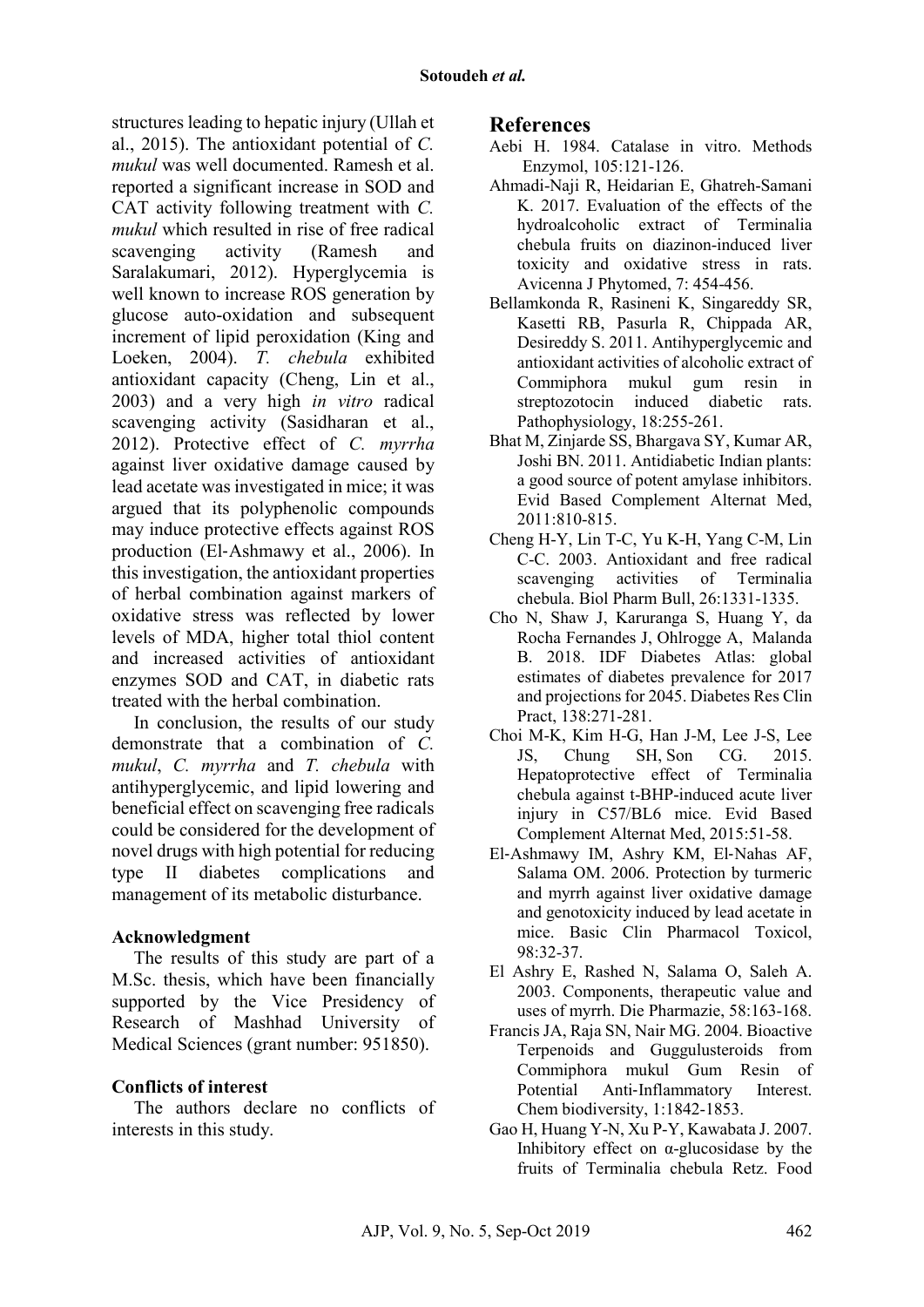structures leading to hepatic injury (Ullah et al., 2015). The antioxidant potential of *C. mukul* was well documented. Ramesh et al. reported a significant increase in SOD and CAT activity following treatment with *C. mukul* which resulted in rise of free radical scavenging activity (Ramesh and Saralakumari, 2012). Hyperglycemia is well known to increase ROS generation by glucose auto-oxidation and subsequent increment of lipid peroxidation (King and Loeken, 2004). *T. chebula* exhibited antioxidant capacity (Cheng, Lin et al., 2003) and a very high *in vitro* radical scavenging activity (Sasidharan et al., 2012). Protective effect of *C. myrrha* against liver oxidative damage caused by lead acetate was investigated in mice; it was argued that its polyphenolic compounds may induce protective effects against ROS production (El-Ashmawy et al., 2006). In this investigation, the antioxidant properties of herbal combination against markers of oxidative stress was reflected by lower levels of MDA, higher total thiol content and increased activities of antioxidant enzymes SOD and CAT, in diabetic rats treated with the herbal combination.

In conclusion, the results of our study demonstrate that a combination of *C. mukul*, *C. myrrha* and *T. chebula* with antihyperglycemic, and lipid lowering and beneficial effect on scavenging free radicals could be considered for the development of novel drugs with high potential for reducing type II diabetes complications and management of its metabolic disturbance.

### Acknowledgment

The results of this study are part of a M.Sc. thesis, which have been financially supported by the Vice Presidency of Research of Mashhad University of Medical Sciences (grant number: 951850).

### Conflicts of interest

The authors declare no conflicts of interests in this study.

## References

Aebi H. 1984. Catalase in vitro. Methods Enzymol, 105:121-126.

Ahmadi-Naji R, Heidarian E, Ghatreh-Samani K. 2017. Evaluation of the effects of the hydroalcoholic extract of Terminalia chebula fruits on diazinon-induced liver toxicity and oxidative stress in rats. Avicenna J Phytomed, 7: 454-456.

Bellamkonda R, Rasineni K, Singareddy SR, Kasetti RB, Pasurla R, Chippada AR, Desireddy S. 2011. Antihyperglycemic and antioxidant activities of alcoholic extract of Commiphora mukul gum resin in streptozotocin induced diabetic rats. Pathophysiology, 18:255-261.

Bhat M, Zinjarde SS, Bhargava SY, Kumar AR, Joshi BN. 2011. Antidiabetic Indian plants: a good source of potent amylase inhibitors. Evid Based Complement Alternat Med, 2011:810-815.

Cheng H-Y, Lin T-C, Yu K-H, Yang C-M, Lin C-C. 2003. Antioxidant and free radical scavenging activities of Terminalia chebula. Biol Pharm Bull, 26:1331-1335.

Cho N, Shaw J, Karuranga S, Huang Y, da Rocha Fernandes J, Ohlrogge A, Malanda B. 2018. IDF Diabetes Atlas: global estimates of diabetes prevalence for 2017 and projections for 2045. Diabetes Res Clin Pract, 138:271-281.

Choi M-K, Kim H-G, Han J-M, Lee J-S, Lee JS, Chung SH, Son CG. 2015. Hepatoprotective effect of Terminalia chebula against t-BHP-induced acute liver injury in C57/BL6 mice. Evid Based Complement Alternat Med, 2015:51-58.

El-Ashmawy IM, Ashry KM, El-Nahas AF, Salama OM. 2006. Protection by turmeric and myrrh against liver oxidative damage and genotoxicity induced by lead acetate in mice. Basic Clin Pharmacol Toxicol, 98:32-37.

El Ashry E, Rashed N, Salama O, Saleh A. 2003. Components, therapeutic value and uses of myrrh. Die Pharmazie, 58:163-168.

Francis JA, Raja SN, Nair MG. 2004. Bioactive Terpenoids and Guggulusteroids from Commiphora mukul Gum Resin of Potential Anti-Inflammatory Interest. Chem biodiversity, 1:1842-1853.

Gao H, Huang Y-N, Xu P-Y, Kawabata J. 2007. Inhibitory effect on α-glucosidase by the fruits of Terminalia chebula Retz. Food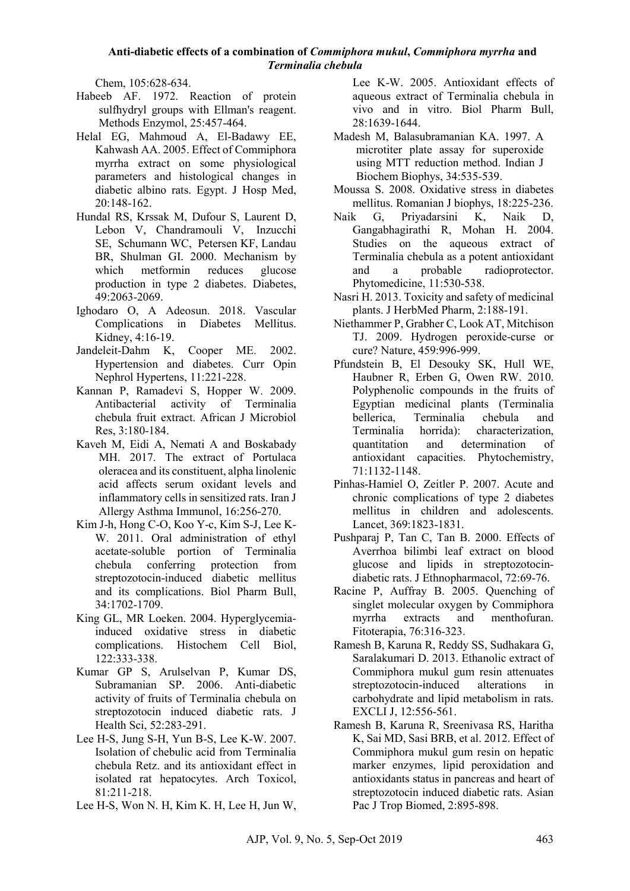Chem, 105:628-634.

Habeeb AF. 1972. Reaction of protein sulfhydryl groups with Ellman's reagent. Methods Enzymol, 25:457-464.

Helal EG, Mahmoud A, El-Badawy EE, Kahwash AA. 2005. Effect of Commiphora myrrha extract on some physiological parameters and histological changes in diabetic albino rats. Egypt. J Hosp Med, 20:148-162.

Hundal RS, Krssak M, Dufour S, Laurent D, Lebon V, Chandramouli V, Inzucchi SE, Schumann WC, Petersen KF, Landau BR, Shulman GI. 2000. Mechanism by which metformin reduces glucose production in type 2 diabetes. Diabetes, 49:2063-2069.

Ighodaro O, A Adeosun. 2018. Vascular Complications in Diabetes Mellitus. Kidney, 4:16-19.

Jandeleit-Dahm K, Cooper ME. 2002. Hypertension and diabetes. Curr Opin Nephrol Hypertens, 11:221-228.

Kannan P, Ramadevi S, Hopper W. 2009. Antibacterial activity of Terminalia chebula fruit extract. African J Microbiol Res, 3:180-184.

Kaveh M, Eidi A, Nemati A and Boskabady MH. 2017. The extract of Portulaca oleracea and its constituent, alpha linolenic acid affects serum oxidant levels and inflammatory cells in sensitized rats. Iran J Allergy Asthma Immunol, 16:256-270.

Kim J-h, Hong C-O, Koo Y-c, Kim S-J, Lee K-W. 2011. Oral administration of ethyl acetate-soluble portion of Terminalia chebula conferring protection from streptozotocin-induced diabetic mellitus and its complications. Biol Pharm Bull, 34:1702-1709.

King GL, MR Loeken. 2004. Hyperglycemia-induced oxidative stress in diabetic complications. Histochem Cell Biol, 122:333-338.

Kumar GP S, Arulselvan P, Kumar DS, Subramanian SP. 2006. Anti-diabetic activity of fruits of Terminalia chebula on streptozotocin induced diabetic rats. J Health Sci, 52:283-291.

Lee H-S, Jung S-H, Yun B-S, Lee K-W. 2007. Isolation of chebulic acid from Terminalia chebula Retz. and its antioxidant effect in isolated rat hepatocytes. Arch Toxicol, 81:211-218.

Lee H-S, Won N. H, Kim K. H, Lee H, Jun W, Lee K-W. 2005. Antioxidant effects of aqueous extract of Terminalia chebula in vivo and in vitro. Biol Pharm Bull, 28:1639-1644.

Madesh M, Balasubramanian KA. 1997. A microtiter plate assay for superoxide using MTT reduction method. Indian J Biochem Biophys, 34:535-539.

Moussa S. 2008. Oxidative stress in diabetes mellitus. Romanian J biophys, 18:225-236.

Naik G, Priyadarsini K, Naik D, Gangabhagirathi R, Mohan H. 2004. Studies on the aqueous extract of Terminalia chebula as a potent antioxidant and a probable radioprotector. Phytomedicine, 11:530-538.

Nasri H. 2013. Toxicity and safety of medicinal plants. J HerbMed Pharm, 2:188-191.

Niethammer P, Grabher C, Look AT, Mitchison TJ. 2009. Hydrogen peroxide-curse or cure? Nature, 459:996-999.

Pfundstein B, El Desouky SK, Hull WE, Haubner R, Erben G, Owen RW. 2010. Polyphenolic compounds in the fruits of Egyptian medicinal plants (Terminalia bellerica, Terminalia chebula and Terminalia horrida): characterization, quantitation and determination of antioxidant capacities. Phytochemistry, 71:1132-1148.

Pinhas-Hamiel O, Zeitler P. 2007. Acute and chronic complications of type 2 diabetes mellitus in children and adolescents. Lancet, 369:1823-1831.

Pushparaj P, Tan C, Tan B. 2000. Effects of Averrhoa bilimbi leaf extract on blood glucose and lipids in streptozotocin-diabetic rats. J Ethnopharmacol, 72:69-76.

Racine P, Auffray B. 2005. Quenching of singlet molecular oxygen by Commiphora myrrha extracts and menthofuran. Fitoterapia, 76:316-323.

Ramesh B, Karuna R, Reddy SS, Sudhakara G, Saralakumari D. 2013. Ethanolic extract of Commiphora mukul gum resin attenuates streptozotocin-induced alterations in carbohydrate and lipid metabolism in rats. EXCLI J, 12:556-561.

Ramesh B, Karuna R, Sreenivasa RS, Haritha K, Sai MD, Sasi BRB, et al. 2012. Effect of Commiphora mukul gum resin on hepatic marker enzymes, lipid peroxidation and antioxidants status in pancreas and heart of streptozotocin induced diabetic rats. Asian Pac J Trop Biomed, 2:895-898.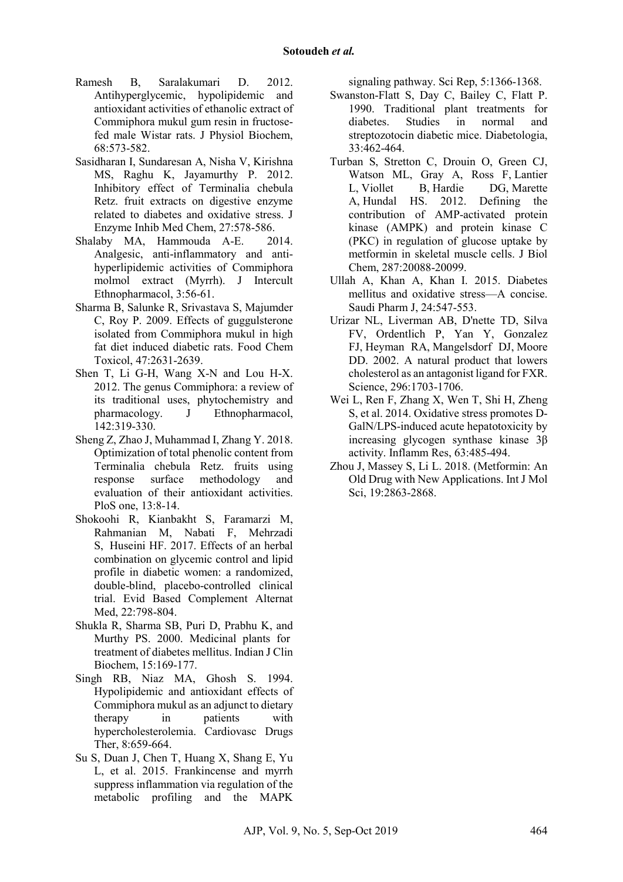Ramesh B, Saralakumari D. 2012. Antihyperglycemic, hypolipidemic and antioxidant activities of ethanolic extract of Commiphora mukul gum resin in fructose-fed male Wistar rats. J Physiol Biochem, 68:573-582.

Sasidharan I, Sundaresan A, Nisha V, Kirishna MS, Raghu K, Jayamurthy P. 2012. Inhibitory effect of Terminalia chebula Retz. fruit extracts on digestive enzyme related to diabetes and oxidative stress. J Enzyme Inhib Med Chem, 27:578-586.

Shalaby MA, Hammouda A-E. 2014. Analgesic, anti-inflammatory and anti-hyperlipidemic activities of Commiphora molmol extract (Myrrh). J Intercult Ethnopharmacol, 3:56-61.

Sharma B, Salunke R, Srivastava S, Majumder C, Roy P. 2009. Effects of guggulsterone isolated from Commiphora mukul in high fat diet induced diabetic rats. Food Chem Toxicol, 47:2631-2639.

Shen T, Li G-H, Wang X-N and Lou H-X. 2012. The genus Commiphora: a review of its traditional uses, phytochemistry and pharmacology. J Ethnopharmacol, 142:319-330.

Sheng Z, Zhao J, Muhammad I, Zhang Y. 2018. Optimization of total phenolic content from Terminalia chebula Retz. fruits using response surface methodology and evaluation of their antioxidant activities. PloS one, 13:8-14.

Shokoohi R, Kianbakht S, Faramarzi M, Rahmanian M, Nabati F, Mehrzadi S, Huseini HF. 2017. Effects of an herbal combination on glycemic control and lipid profile in diabetic women: a randomized, double-blind, placebo-controlled clinical trial. Evid Based Complement Alternat Med, 22:798-804.

Shukla R, Sharma SB, Puri D, Prabhu K, and Murthy PS. 2000. Medicinal plants for treatment of diabetes mellitus. Indian J Clin Biochem, 15:169-177.

Singh RB, Niaz MA, Ghosh S. 1994. Hypolipidemic and antioxidant effects of Commiphora mukul as an adjunct to dietary therapy in patients with hypercholesterolemia. Cardiovasc Drugs Ther, 8:659-664.

Su S, Duan J, Chen T, Huang X, Shang E, Yu L, et al. 2015. Frankincense and myrrh suppress inflammation via regulation of the metabolic profiling and the MAPK signaling pathway. Sci Rep, 5:1366-1368.

Swanston-Flatt S, Day C, Bailey C, Flatt P. 1990. Traditional plant treatments for diabetes. Studies in normal and streptozotocin diabetic mice. Diabetologia, 33:462-464.

Turban S, Stretton C, Drouin O, Green CJ, Watson ML, Gray A, Ross F, Lantier L, Viollet B, Hardie DG, Marette A, Hundal HS. 2012. Defining the contribution of AMP-activated protein kinase (AMPK) and protein kinase C (PKC) in regulation of glucose uptake by metformin in skeletal muscle cells. J Biol Chem, 287:20088-20099.

Ullah A, Khan A, Khan I. 2015. Diabetes mellitus and oxidative stress—A concise. Saudi Pharm J, 24:547-553.

Urizar NL, Liverman AB, D'nette TD, Silva FV, Ordentlich P, Yan Y, Gonzalez FJ, Heyman RA, Mangelsdorf DJ, Moore DD. 2002. A natural product that lowers cholesterol as an antagonist ligand for FXR. Science, 296:1703-1706.

Wei L, Ren F, Zhang X, Wen T, Shi H, Zheng S, et al. 2014. Oxidative stress promotes D-GalN/LPS-induced acute hepatotoxicity by increasing glycogen synthase kinase 3β activity. Inflamm Res, 63:485-494.

Zhou J, Massey S, Li L. 2018. (Metformin: An Old Drug with New Applications. Int J Mol Sci, 19:2863-2868.